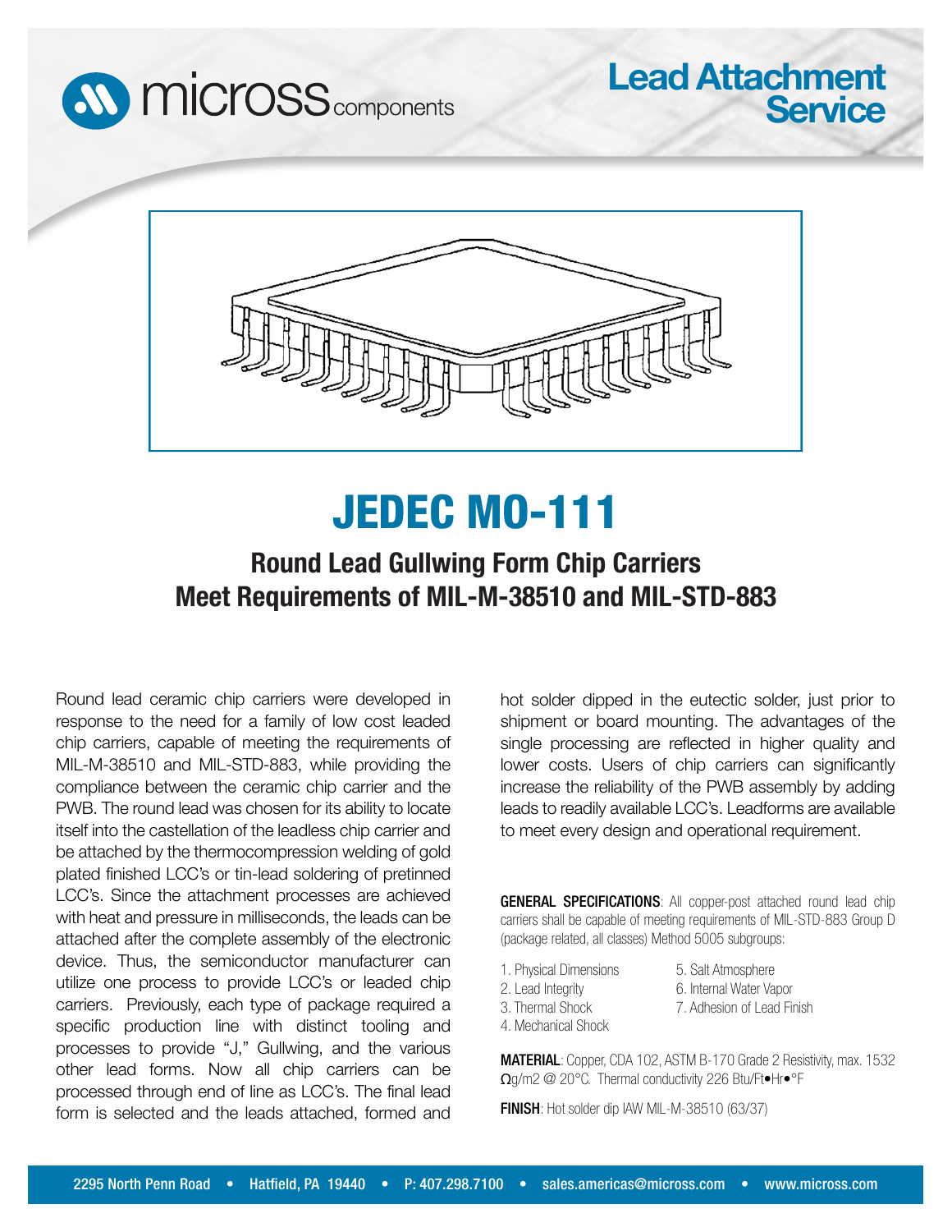# Lead Attachment Service

# JEDEC MO-111

## Round Lead Gullwing Form Chip Carriers Meet Requirements of MIL-M-38510 and MIL-STD-883

Round lead ceramic chip carriers were developed in response to the need for a family of low cost leaded chip carriers, capable of meeting the requirements of MIL-M-38510 and MIL-STD-883, while providing the compliance between the ceramic chip carrier and the PWB. The round lead was chosen for its ability to locate itself into the castellation of the leadless chip carrier and be attached by the thermocompression welding of gold plated finished LCC's or tin-lead soldering of pretinned LCC's. Since the attachment processes are achieved with heat and pressure in milliseconds, the leads can be attached after the complete assembly of the electronic device. Thus, the semiconductor manufacturer can utilize one process to provide LCC's or leaded chip carriers. Previously, each type of package required a specific production line with distinct tooling and processes to provide "J," Gullwing, and the various other lead forms. Now all chip carriers can be processed through end of line as LCC's. The final lead form is selected and the leads attached, formed and hot solder dipped in the eutectic solder, just prior to shipment or board mounting. The advantages of the single processing are reflected in higher quality and lower costs. Users of chip carriers can significantly increase the reliability of the PWB assembly by adding leads to readily available LCC's. Leadforms are available to meet every design and operational requirement.

**GENERAL SPECIFICATIONS**: All copper-post attached round lead chip carriers shall be capable of meeting requirements of MIL-STD-883 Group D (package related, all classes) Method 5005 subgroups:

1. Physical Dimensions
2. Lead Integrity
3. Thermal Shock
4. Mechanical Shock
5. Salt Atmosphere
6. Internal Water Vapor
7. Adhesion of Lead Finish

**MATERIAL**: Copper, CDA 102, ASTM B-170 Grade 2 Resistivity, max. 1532 Ωg/m2 @ 20°C. Thermal conductivity 226 Btu/Ft•Hr•°F

**FINISH**: Hot solder dip IAW MIL-M-38510 (63/37)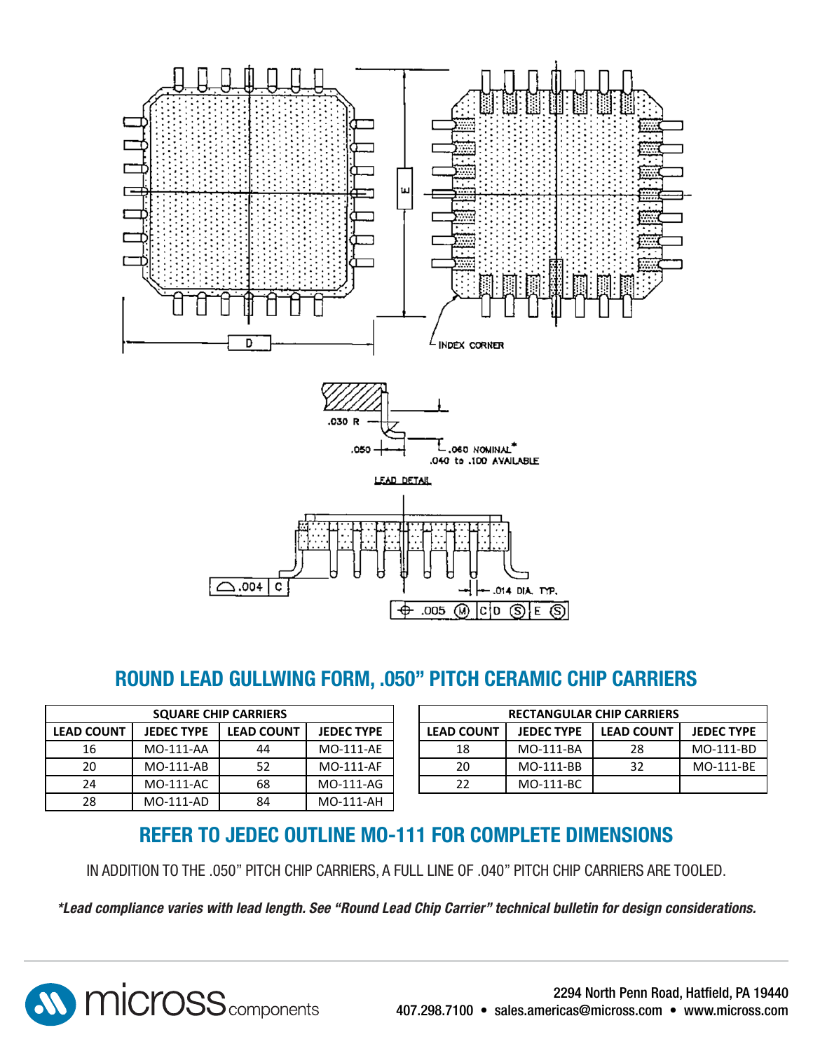E

D

INDEX CORNER

.030 R

.050

.060 NOMINAL*
.040 to .100 AVAILABLE

LEAD DETAIL

.004 | C

.014 DIA. TYP.

.005 (M) | C | D (S) | E (S)

## ROUND LEAD GULLWING FORM, .050" PITCH CERAMIC CHIP CARRIERS

| SQUARE CHIP CARRIERS | | | |
|---|---|---|---|
| LEAD COUNT | JEDEC TYPE | LEAD COUNT | JEDEC TYPE |
| 16 | MO-111-AA | 44 | MO-111-AE |
| 20 | MO-111-AB | 52 | MO-111-AF |
| 24 | MO-111-AC | 68 | MO-111-AG |
| 28 | MO-111-AD | 84 | MO-111-AH |

| RECTANGULAR CHIP CARRIERS | | | |
|---|---|---|---|
| LEAD COUNT | JEDEC TYPE | LEAD COUNT | JEDEC TYPE |
| 18 | MO-111-BA | 28 | MO-111-BD |
| 20 | MO-111-BB | 32 | MO-111-BE |
| 22 | MO-111-BC | | |

## REFER TO JEDEC OUTLINE MO-111 FOR COMPLETE DIMENSIONS

IN ADDITION TO THE .050" PITCH CHIP CARRIERS, A FULL LINE OF .040" PITCH CHIP CARRIERS ARE TOOLED.

***Lead compliance varies with lead length. See "Round Lead Chip Carrier" technical bulletin for design considerations.***

micross components

2294 North Penn Road, Hatfield, PA 19440
407.298.7100 • sales.americas@micross.com • www.micross.com